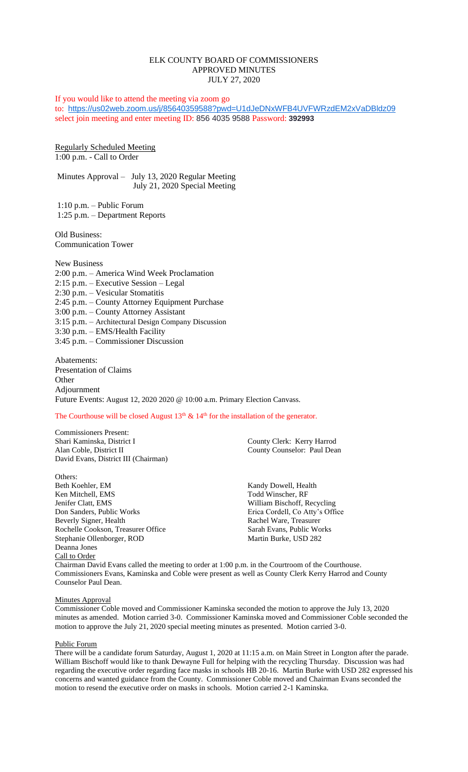ELK COUNTY BOARD OF COMMISSIONERS
APPROVED MINUTES
JULY 27, 2020

If you would like to attend the meeting via zoom go to: https://us02web.zoom.us/j/85640359588?pwd=U1dJeDNxWFB4UVFWRzdEM2xVaDBldz09 select join meeting and enter meeting ID: 856 4035 9588 Password: **392993**

Regularly Scheduled Meeting
1:00 p.m. - Call to Order

Minutes Approval – July 13, 2020 Regular Meeting
July 21, 2020 Special Meeting

1:10 p.m. – Public Forum
1:25 p.m. – Department Reports

Old Business:
Communication Tower

New Business
2:00 p.m. – America Wind Week Proclamation
2:15 p.m. – Executive Session – Legal
2:30 p.m. – Vesicular Stomatitis
2:45 p.m. – County Attorney Equipment Purchase
3:00 p.m. – County Attorney Assistant
3:15 p.m. – Architectural Design Company Discussion
3:30 p.m. – EMS/Health Facility
3:45 p.m. – Commissioner Discussion

Abatements:
Presentation of Claims
Other
Adjournment
Future Events: August 12, 2020 2020 @ 10:00 a.m. Primary Election Canvass.

The Courthouse will be closed August 13th & 14th for the installation of the generator.

Commissioners Present:
Shari Kaminska, District I
Alan Coble, District II
David Evans, District III (Chairman)

County Clerk: Kerry Harrod
County Counselor: Paul Dean

Others:
Beth Koehler, EM
Ken Mitchell, EMS
Jenifer Clatt, EMS
Don Sanders, Public Works
Beverly Signer, Health
Rochelle Cookson, Treasurer Office
Stephanie Ollenborger, ROD
Deanna Jones
Kandy Dowell, Health
Todd Winscher, RF
William Bischoff, Recycling
Erica Cordell, Co Atty's Office
Rachel Ware, Treasurer
Sarah Evans, Public Works
Martin Burke, USD 282

Call to Order
Chairman David Evans called the meeting to order at 1:00 p.m. in the Courtroom of the Courthouse. Commissioners Evans, Kaminska and Coble were present as well as County Clerk Kerry Harrod and County Counselor Paul Dean.

Minutes Approval
Commissioner Coble moved and Commissioner Kaminska seconded the motion to approve the July 13, 2020 minutes as amended. Motion carried 3-0. Commissioner Kaminska moved and Commissioner Coble seconded the motion to approve the July 21, 2020 special meeting minutes as presented. Motion carried 3-0.

Public Forum
There will be a candidate forum Saturday, August 1, 2020 at 11:15 a.m. on Main Street in Longton after the parade. William Bischoff would like to thank Dewayne Full for helping with the recycling Thursday. Discussion was had regarding the executive order regarding face masks in schools HB 20-16. Martin Burke with USD 282 expressed his concerns and wanted guidance from the County. Commissioner Coble moved and Chairman Evans seconded the motion to resend the executive order on masks in schools. Motion carried 2-1 Kaminska.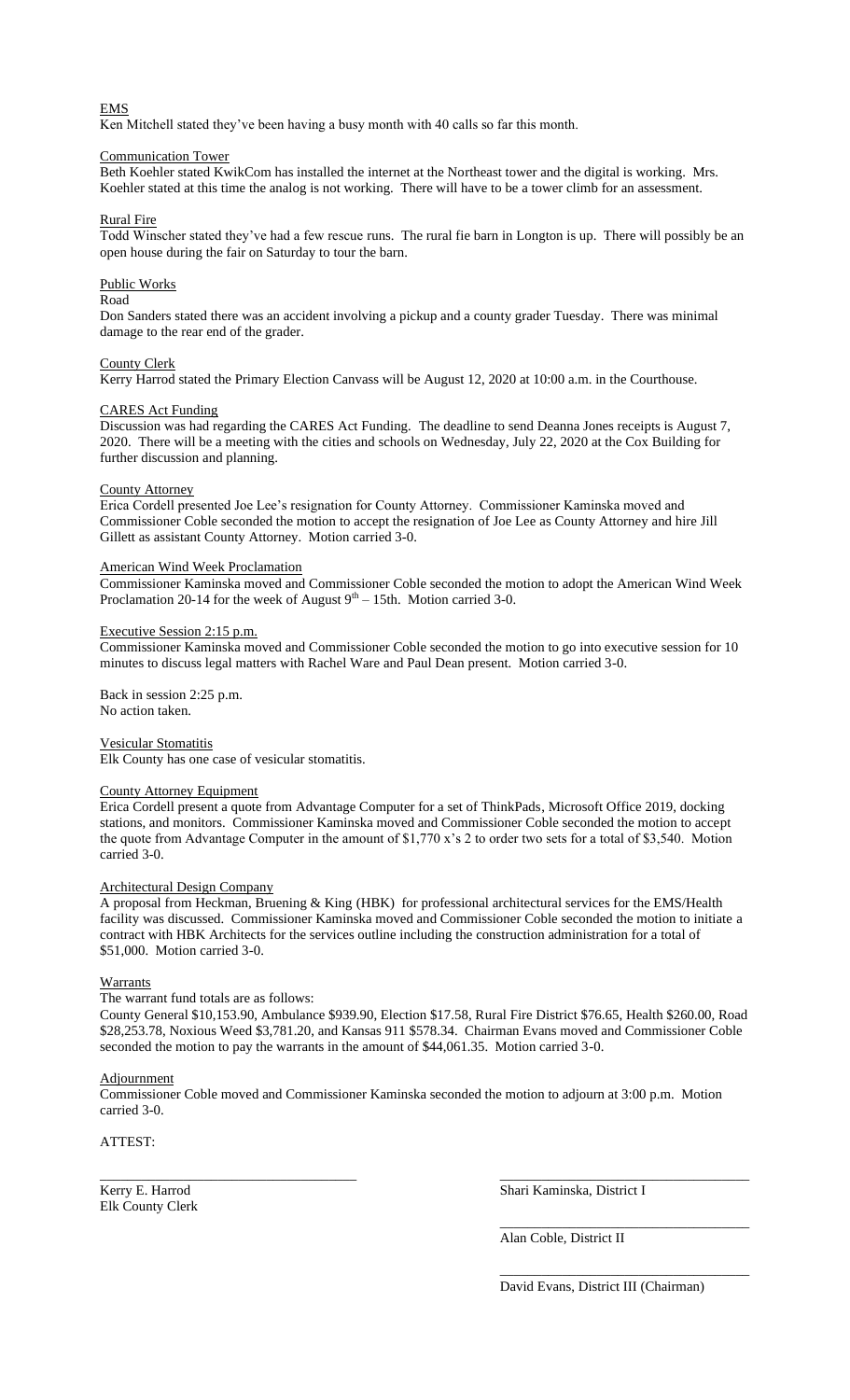EMS

Ken Mitchell stated they've been having a busy month with 40 calls so far this month.

Communication Tower

Beth Koehler stated KwikCom has installed the internet at the Northeast tower and the digital is working. Mrs. Koehler stated at this time the analog is not working. There will have to be a tower climb for an assessment.

Rural Fire

Todd Winscher stated they've had a few rescue runs. The rural fie barn in Longton is up. There will possibly be an open house during the fair on Saturday to tour the barn.

Public Works

Road

Don Sanders stated there was an accident involving a pickup and a county grader Tuesday. There was minimal damage to the rear end of the grader.

County Clerk

Kerry Harrod stated the Primary Election Canvass will be August 12, 2020 at 10:00 a.m. in the Courthouse.

CARES Act Funding

Discussion was had regarding the CARES Act Funding. The deadline to send Deanna Jones receipts is August 7, 2020. There will be a meeting with the cities and schools on Wednesday, July 22, 2020 at the Cox Building for further discussion and planning.

County Attorney

Erica Cordell presented Joe Lee's resignation for County Attorney. Commissioner Kaminska moved and Commissioner Coble seconded the motion to accept the resignation of Joe Lee as County Attorney and hire Jill Gillett as assistant County Attorney. Motion carried 3-0.

American Wind Week Proclamation

Commissioner Kaminska moved and Commissioner Coble seconded the motion to adopt the American Wind Week Proclamation 20-14 for the week of August 9th – 15th. Motion carried 3-0.

Executive Session 2:15 p.m.

Commissioner Kaminska moved and Commissioner Coble seconded the motion to go into executive session for 10 minutes to discuss legal matters with Rachel Ware and Paul Dean present. Motion carried 3-0.

Back in session 2:25 p.m.
No action taken.

Vesicular Stomatitis

Elk County has one case of vesicular stomatitis.

County Attorney Equipment

Erica Cordell present a quote from Advantage Computer for a set of ThinkPads, Microsoft Office 2019, docking stations, and monitors. Commissioner Kaminska moved and Commissioner Coble seconded the motion to accept the quote from Advantage Computer in the amount of $1,770 x's 2 to order two sets for a total of $3,540. Motion carried 3-0.

Architectural Design Company

A proposal from Heckman, Bruening & King (HBK) for professional architectural services for the EMS/Health facility was discussed. Commissioner Kaminska moved and Commissioner Coble seconded the motion to initiate a contract with HBK Architects for the services outline including the construction administration for a total of $51,000. Motion carried 3-0.

Warrants

The warrant fund totals are as follows:

County General $10,153.90, Ambulance $939.90, Election $17.58, Rural Fire District $76.65, Health $260.00, Road $28,253.78, Noxious Weed $3,781.20, and Kansas 911 $578.34. Chairman Evans moved and Commissioner Coble seconded the motion to pay the warrants in the amount of $44,061.35. Motion carried 3-0.

Adjournment

Commissioner Coble moved and Commissioner Kaminska seconded the motion to adjourn at 3:00 p.m. Motion carried 3-0.

ATTEST:

Kerry E. Harrod
Elk County Clerk

Shari Kaminska, District I

Alan Coble, District II

David Evans, District III (Chairman)